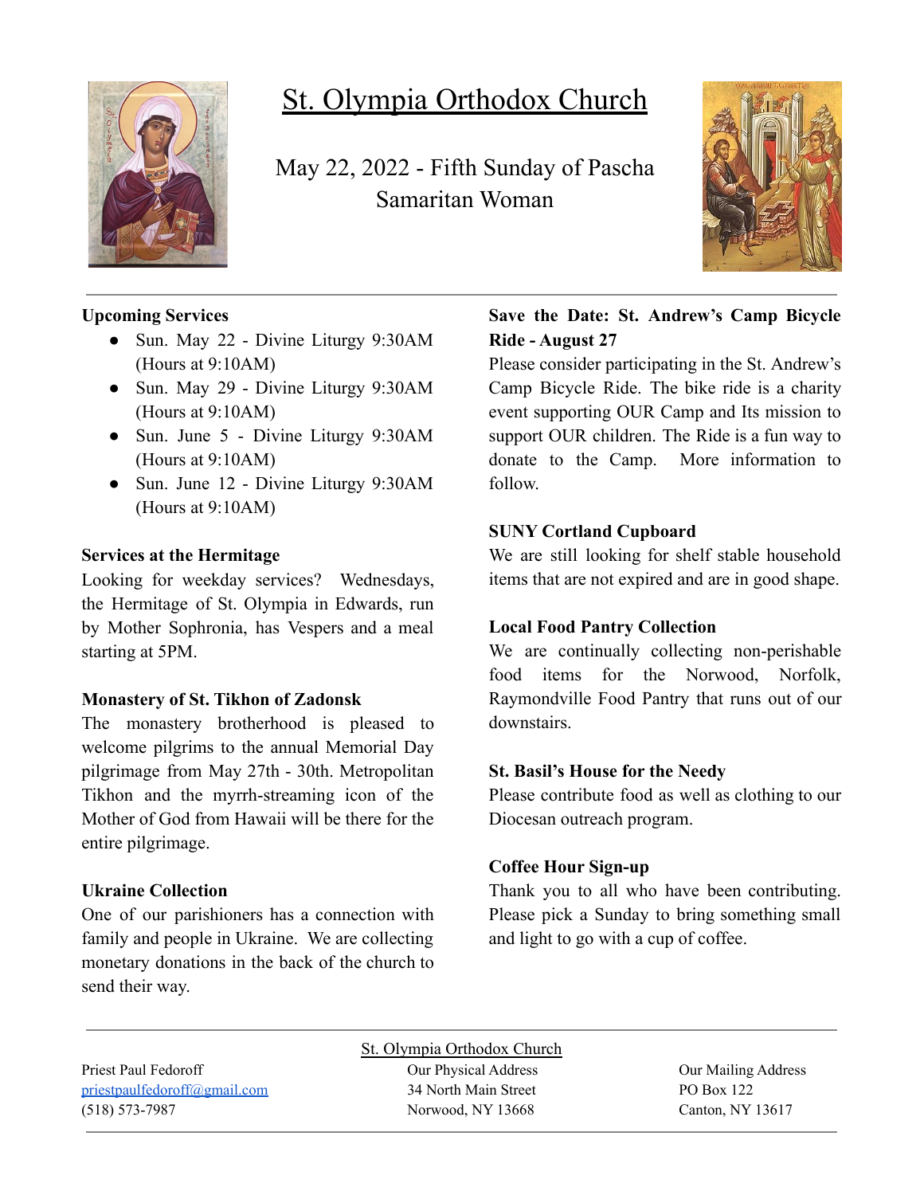# St. Olympia Orthodox Church

May 22, 2022 - Fifth Sunday of Pascha
Samaritan Woman

**Upcoming Services**

- Sun. May 22 - Divine Liturgy 9:30AM (Hours at 9:10AM)
- Sun. May 29 - Divine Liturgy 9:30AM (Hours at 9:10AM)
- Sun. June 5 - Divine Liturgy 9:30AM (Hours at 9:10AM)
- Sun. June 12 - Divine Liturgy 9:30AM (Hours at 9:10AM)

**Services at the Hermitage**

Looking for weekday services? Wednesdays, the Hermitage of St. Olympia in Edwards, run by Mother Sophronia, has Vespers and a meal starting at 5PM.

**Monastery of St. Tikhon of Zadonsk**

The monastery brotherhood is pleased to welcome pilgrims to the annual Memorial Day pilgrimage from May 27th - 30th. Metropolitan Tikhon and the myrrh-streaming icon of the Mother of God from Hawaii will be there for the entire pilgrimage.

**Ukraine Collection**

One of our parishioners has a connection with family and people in Ukraine. We are collecting monetary donations in the back of the church to send their way.

**Save the Date: St. Andrew's Camp Bicycle Ride - August 27**

Please consider participating in the St. Andrew's Camp Bicycle Ride. The bike ride is a charity event supporting OUR Camp and Its mission to support OUR children. The Ride is a fun way to donate to the Camp. More information to follow.

**SUNY Cortland Cupboard**

We are still looking for shelf stable household items that are not expired and are in good shape.

**Local Food Pantry Collection**

We are continually collecting non-perishable food items for the Norwood, Norfolk, Raymondville Food Pantry that runs out of our downstairs.

**St. Basil's House for the Needy**

Please contribute food as well as clothing to our Diocesan outreach program.

**Coffee Hour Sign-up**

Thank you to all who have been contributing. Please pick a Sunday to bring something small and light to go with a cup of coffee.

---

St. Olympia Orthodox Church

Priest Paul Fedoroff
priestpaulfedoroff@gmail.com
(518) 573-7987

Our Physical Address
34 North Main Street
Norwood, NY 13668

Our Mailing Address
PO Box 122
Canton, NY 13617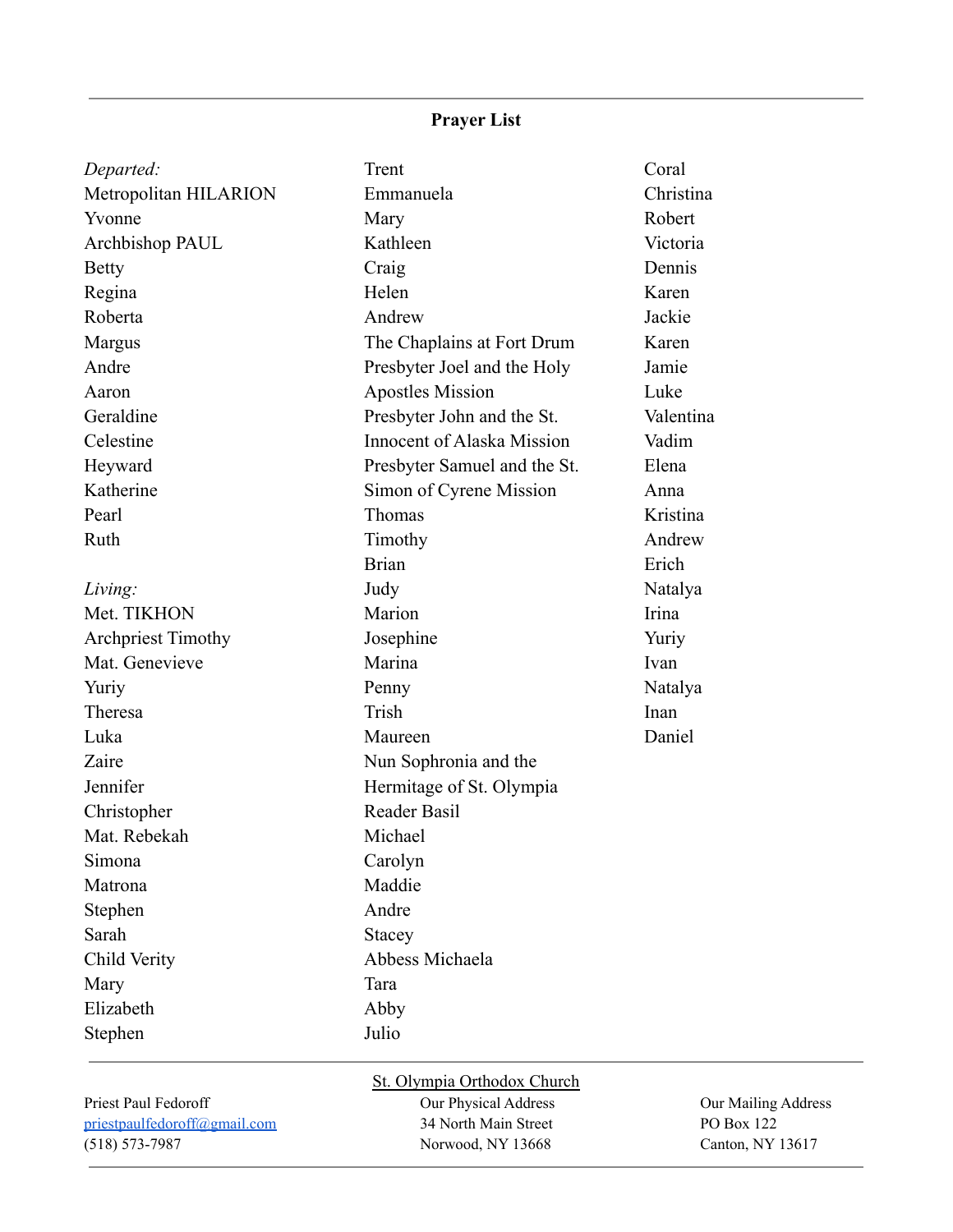**Prayer List**

*Departed:*
Metropolitan HILARION
Yvonne
Archbishop PAUL
Betty
Regina
Roberta
Margus
Andre
Aaron
Geraldine
Celestine
Heyward
Katherine
Pearl
Ruth

*Living:*
Met. TIKHON
Archpriest Timothy
Mat. Genevieve
Yuriy
Theresa
Luka
Zaire
Jennifer
Christopher
Mat. Rebekah
Simona
Matrona
Stephen
Sarah
Child Verity
Mary
Elizabeth
Stephen
Trent
Emmanuela
Mary
Kathleen
Craig
Helen
Andrew
The Chaplains at Fort Drum
Presbyter Joel and the Holy Apostles Mission
Presbyter John and the St. Innocent of Alaska Mission
Presbyter Samuel and the St. Simon of Cyrene Mission
Thomas
Timothy
Brian
Judy
Marion
Josephine
Marina
Penny
Trish
Maureen
Nun Sophronia and the Hermitage of St. Olympia
Reader Basil
Michael
Carolyn
Maddie
Andre
Stacey
Abbess Michaela
Tara
Abby
Julio
Coral
Christina
Robert
Victoria
Dennis
Karen
Jackie
Karen
Jamie
Luke
Valentina
Vadim
Elena
Anna
Kristina
Andrew
Erich
Natalya
Irina
Yuriy
Ivan
Natalya
Inan
Daniel

St. Olympia Orthodox Church

Priest Paul Fedoroff
priestpaulfedoroff@gmail.com
(518) 573-7987

Our Physical Address
34 North Main Street
Norwood, NY 13668

Our Mailing Address
PO Box 122
Canton, NY 13617